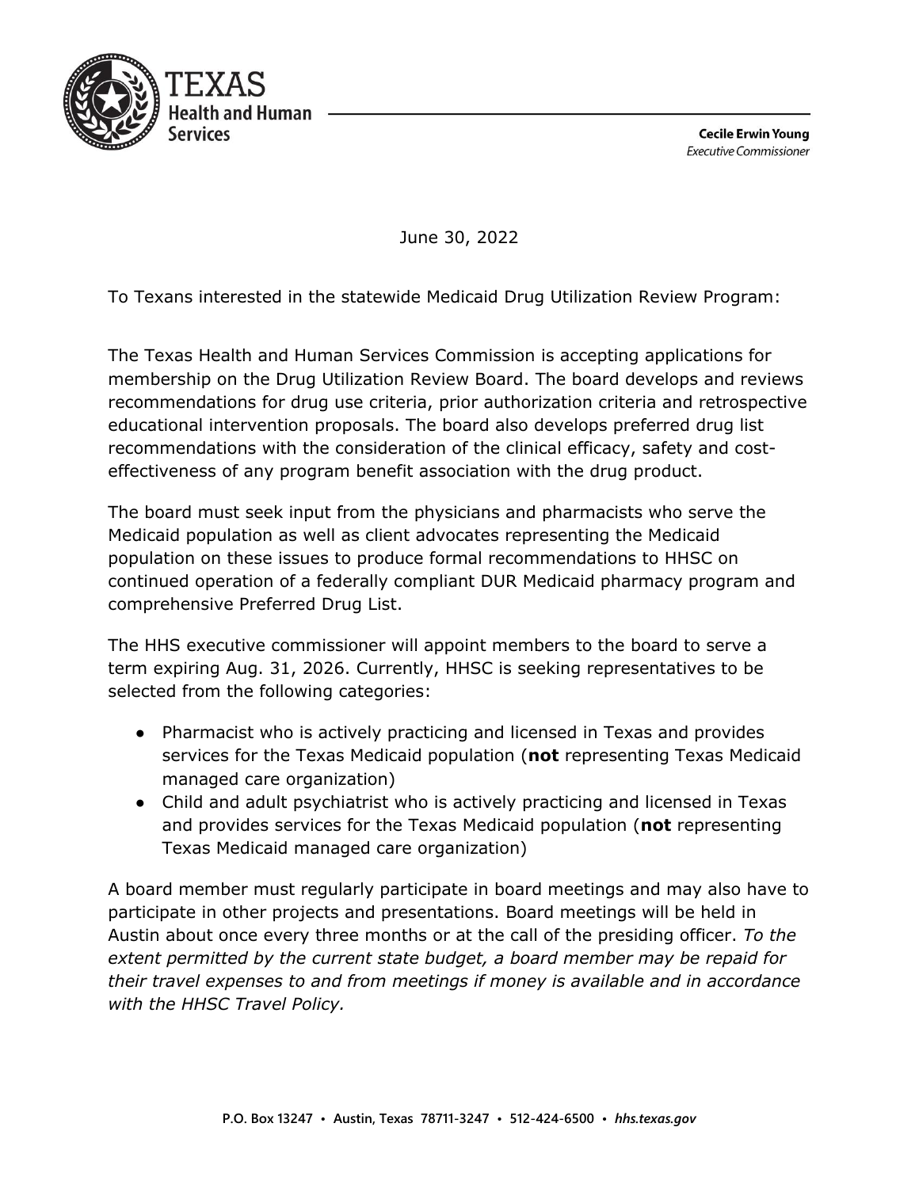TEXAS
Health and Human Services

**Cecile Erwin Young**
*Executive Commissioner*

June 30, 2022

To Texans interested in the statewide Medicaid Drug Utilization Review Program:

The Texas Health and Human Services Commission is accepting applications for membership on the Drug Utilization Review Board. The board develops and reviews recommendations for drug use criteria, prior authorization criteria and retrospective educational intervention proposals. The board also develops preferred drug list recommendations with the consideration of the clinical efficacy, safety and cost-effectiveness of any program benefit association with the drug product.

The board must seek input from the physicians and pharmacists who serve the Medicaid population as well as client advocates representing the Medicaid population on these issues to produce formal recommendations to HHSC on continued operation of a federally compliant DUR Medicaid pharmacy program and comprehensive Preferred Drug List.

The HHS executive commissioner will appoint members to the board to serve a term expiring Aug. 31, 2026. Currently, HHSC is seeking representatives to be selected from the following categories:

- Pharmacist who is actively practicing and licensed in Texas and provides services for the Texas Medicaid population (**not** representing Texas Medicaid managed care organization)
- Child and adult psychiatrist who is actively practicing and licensed in Texas and provides services for the Texas Medicaid population (**not** representing Texas Medicaid managed care organization)

A board member must regularly participate in board meetings and may also have to participate in other projects and presentations. Board meetings will be held in Austin about once every three months or at the call of the presiding officer. *To the extent permitted by the current state budget, a board member may be repaid for their travel expenses to and from meetings if money is available and in accordance with the HHSC Travel Policy.*

P.O. Box 13247 • Austin, Texas 78711-3247 • 512-424-6500 • *hhs.texas.gov*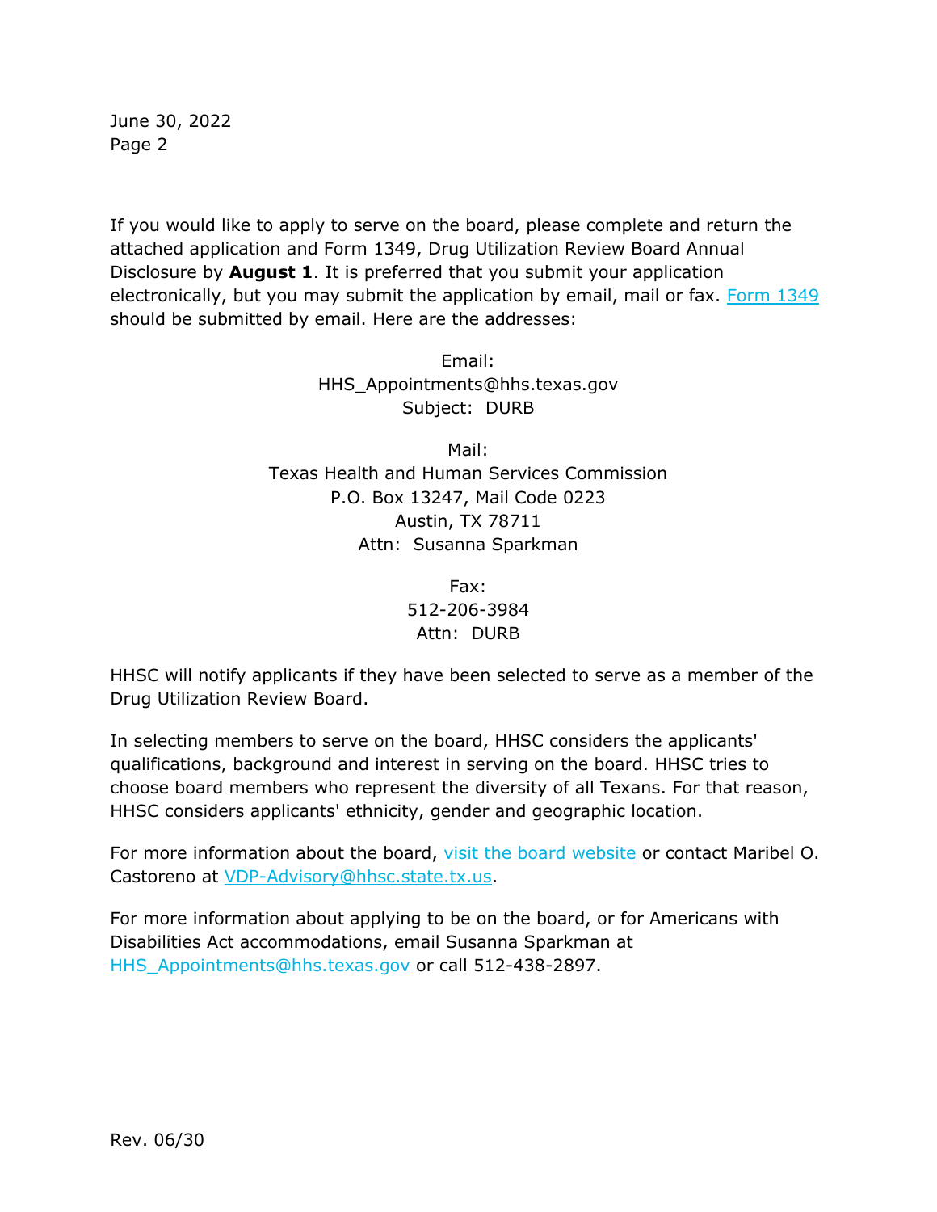If you would like to apply to serve on the board, please complete and return the attached application and Form 1349, Drug Utilization Review Board Annual Disclosure by **August 1**. It is preferred that you submit your application electronically, but you may submit the application by email, mail or fax. Form 1349 should be submitted by email. Here are the addresses:

Email:
HHS_Appointments@hhs.texas.gov
Subject: DURB

Mail:
Texas Health and Human Services Commission
P.O. Box 13247, Mail Code 0223
Austin, TX 78711
Attn: Susanna Sparkman

Fax:
512-206-3984
Attn: DURB

HHSC will notify applicants if they have been selected to serve as a member of the Drug Utilization Review Board.

In selecting members to serve on the board, HHSC considers the applicants' qualifications, background and interest in serving on the board. HHSC tries to choose board members who represent the diversity of all Texans. For that reason, HHSC considers applicants' ethnicity, gender and geographic location.

For more information about the board, visit the board website or contact Maribel O. Castoreno at VDP-Advisory@hhsc.state.tx.us.

For more information about applying to be on the board, or for Americans with Disabilities Act accommodations, email Susanna Sparkman at HHS_Appointments@hhs.texas.gov or call 512-438-2897.

Rev. 06/30